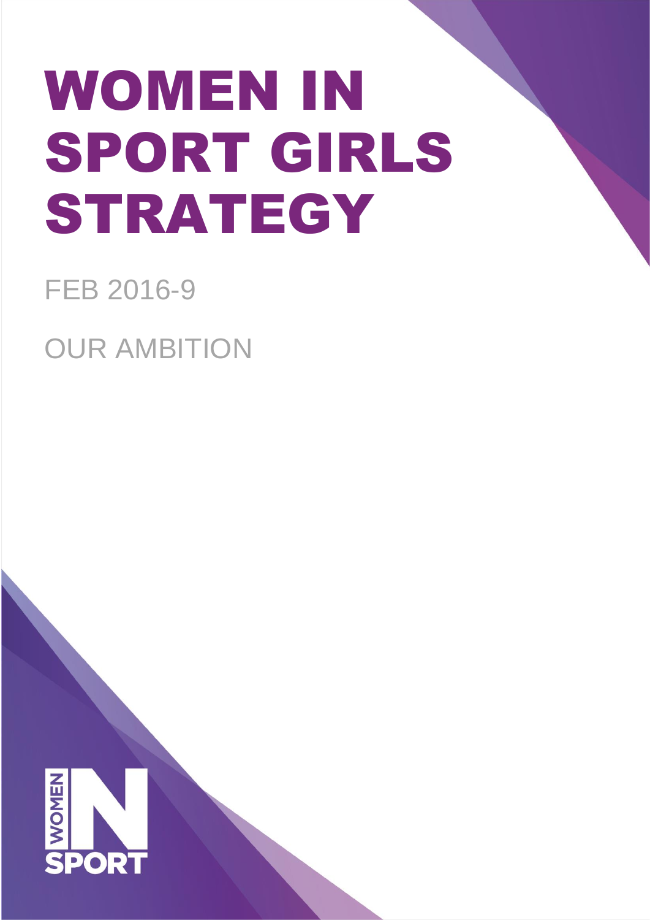# WOMEN IN SPORT GIRLS STRATEGY

FEB 2016-9

OUR AMBITION

WOMEN IN SPORT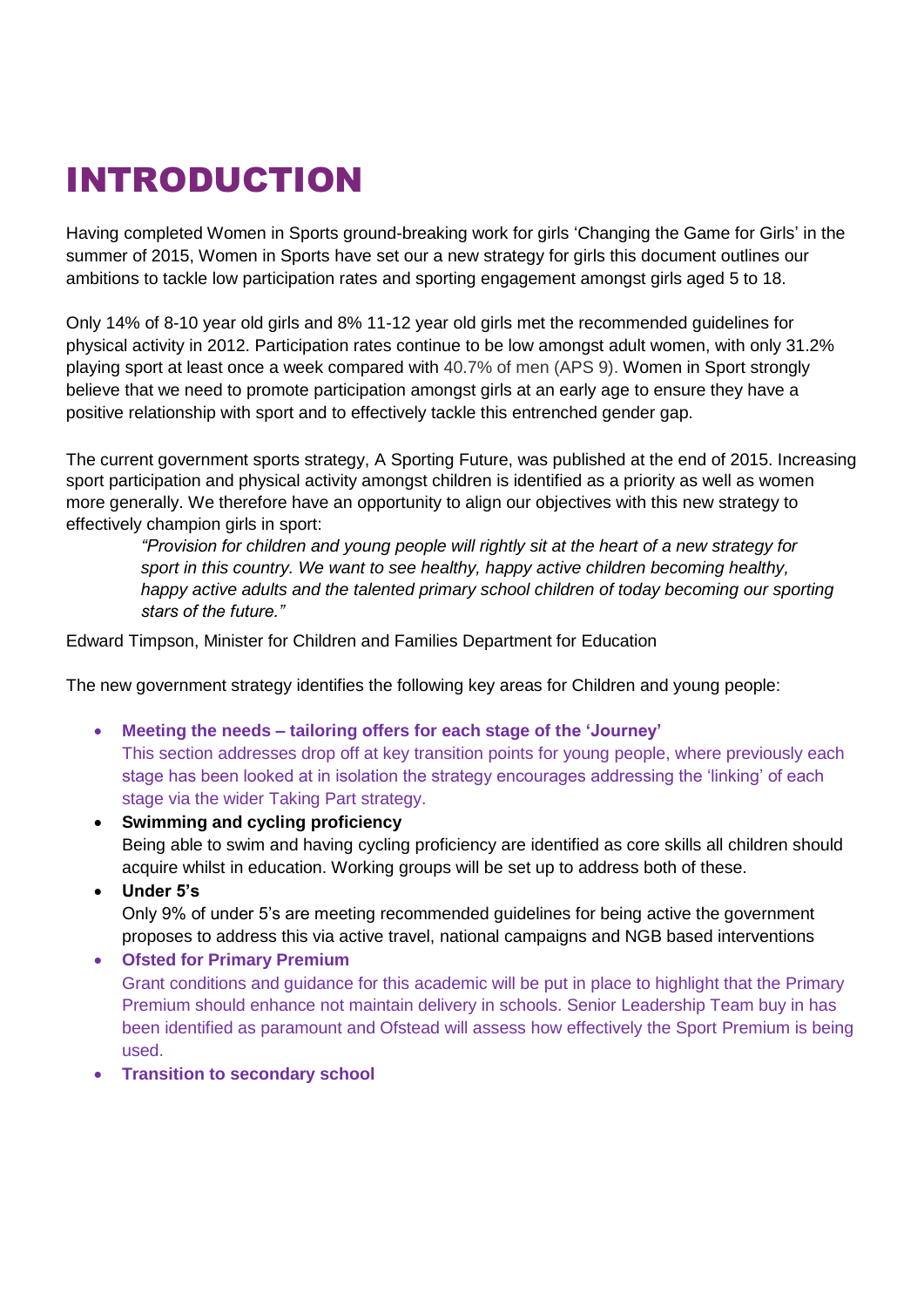# INTRODUCTION

Having completed Women in Sports ground-breaking work for girls 'Changing the Game for Girls' in the summer of 2015, Women in Sports have set our a new strategy for girls this document outlines our ambitions to tackle low participation rates and sporting engagement amongst girls aged 5 to 18.

Only 14% of 8-10 year old girls and 8% 11-12 year old girls met the recommended guidelines for physical activity in 2012. Participation rates continue to be low amongst adult women, with only 31.2% playing sport at least once a week compared with 40.7% of men (APS 9). Women in Sport strongly believe that we need to promote participation amongst girls at an early age to ensure they have a positive relationship with sport and to effectively tackle this entrenched gender gap.

The current government sports strategy, A Sporting Future, was published at the end of 2015. Increasing sport participation and physical activity amongst children is identified as a priority as well as women more generally. We therefore have an opportunity to align our objectives with this new strategy to effectively champion girls in sport:

> *"Provision for children and young people will rightly sit at the heart of a new strategy for sport in this country. We want to see healthy, happy active children becoming healthy, happy active adults and the talented primary school children of today becoming our sporting stars of the future."*

Edward Timpson, Minister for Children and Families Department for Education

The new government strategy identifies the following key areas for Children and young people:

- **Meeting the needs – tailoring offers for each stage of the 'Journey'**
  This section addresses drop off at key transition points for young people, where previously each stage has been looked at in isolation the strategy encourages addressing the 'linking' of each stage via the wider Taking Part strategy.
- **Swimming and cycling proficiency**
  Being able to swim and having cycling proficiency are identified as core skills all children should acquire whilst in education. Working groups will be set up to address both of these.
- **Under 5's**
  Only 9% of under 5's are meeting recommended guidelines for being active the government proposes to address this via active travel, national campaigns and NGB based interventions
- **Ofsted for Primary Premium**
  Grant conditions and guidance for this academic will be put in place to highlight that the Primary Premium should enhance not maintain delivery in schools. Senior Leadership Team buy in has been identified as paramount and Ofstead will assess how effectively the Sport Premium is being used.
- **Transition to secondary school**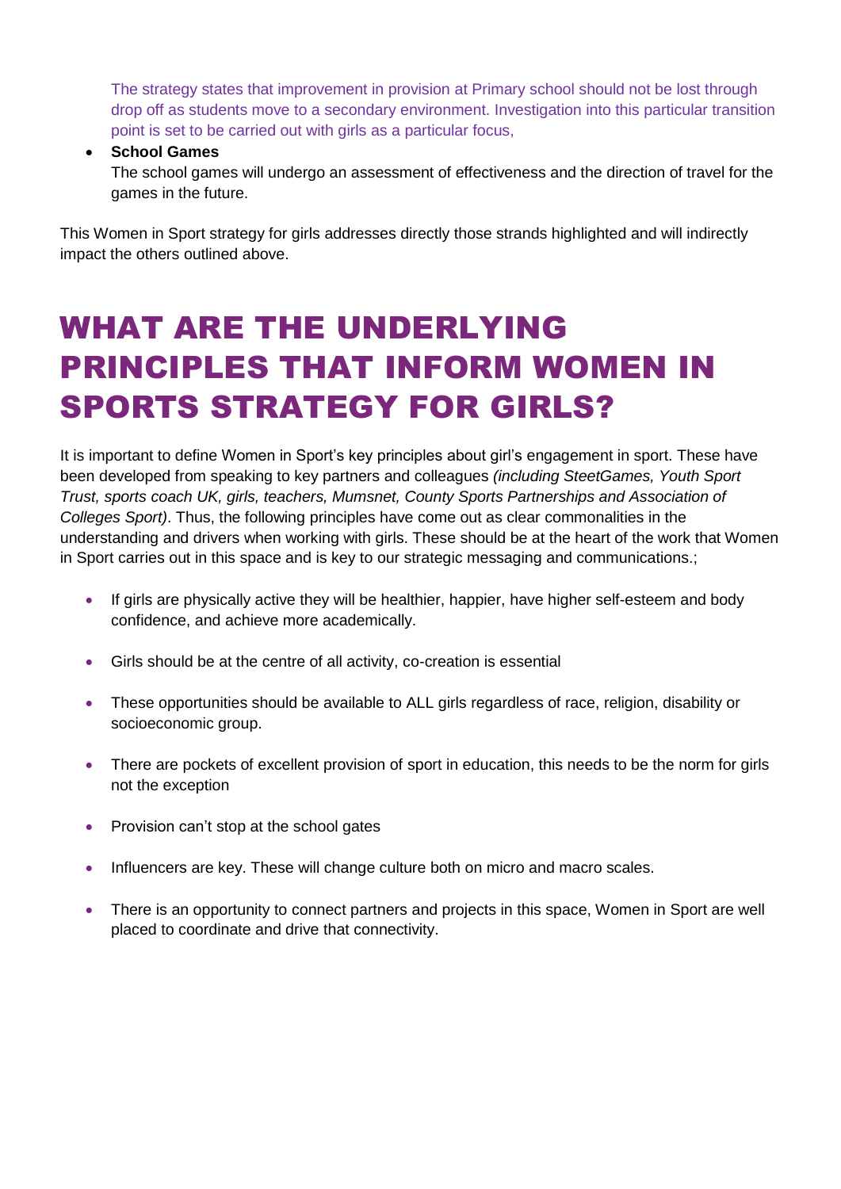The strategy states that improvement in provision at Primary school should not be lost through drop off as students move to a secondary environment. Investigation into this particular transition point is set to be carried out with girls as a particular focus,

- **School Games**
  The school games will undergo an assessment of effectiveness and the direction of travel for the games in the future.

This Women in Sport strategy for girls addresses directly those strands highlighted and will indirectly impact the others outlined above.

# WHAT ARE THE UNDERLYING PRINCIPLES THAT INFORM WOMEN IN SPORTS STRATEGY FOR GIRLS?

It is important to define Women in Sport's key principles about girl's engagement in sport. These have been developed from speaking to key partners and colleagues *(including SteetGames, Youth Sport Trust, sports coach UK, girls, teachers, Mumsnet, County Sports Partnerships and Association of Colleges Sport)*. Thus, the following principles have come out as clear commonalities in the understanding and drivers when working with girls. These should be at the heart of the work that Women in Sport carries out in this space and is key to our strategic messaging and communications.;

- If girls are physically active they will be healthier, happier, have higher self-esteem and body confidence, and achieve more academically.
- Girls should be at the centre of all activity, co-creation is essential
- These opportunities should be available to ALL girls regardless of race, religion, disability or socioeconomic group.
- There are pockets of excellent provision of sport in education, this needs to be the norm for girls not the exception
- Provision can't stop at the school gates
- Influencers are key. These will change culture both on micro and macro scales.
- There is an opportunity to connect partners and projects in this space, Women in Sport are well placed to coordinate and drive that connectivity.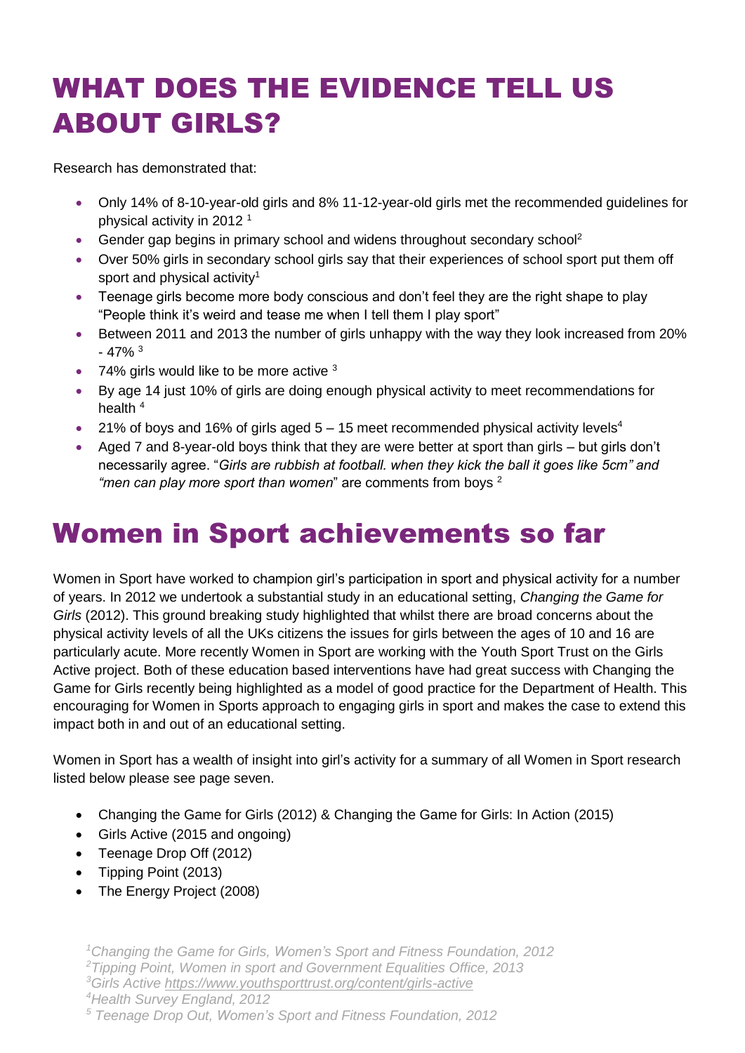# WHAT DOES THE EVIDENCE TELL US ABOUT GIRLS?

Research has demonstrated that:

- Only 14% of 8-10-year-old girls and 8% 11-12-year-old girls met the recommended guidelines for physical activity in 2012 [1]
- Gender gap begins in primary school and widens throughout secondary school[2]
- Over 50% girls in secondary school girls say that their experiences of school sport put them off sport and physical activity[1]
- Teenage girls become more body conscious and don't feel they are the right shape to play "People think it's weird and tease me when I tell them I play sport"
- Between 2011 and 2013 the number of girls unhappy with the way they look increased from 20% - 47% [3]
- 74% girls would like to be more active [3]
- By age 14 just 10% of girls are doing enough physical activity to meet recommendations for health [4]
- 21% of boys and 16% of girls aged 5 – 15 meet recommended physical activity levels[4]
- Aged 7 and 8-year-old boys think that they are were better at sport than girls – but girls don't necessarily agree. "*Girls are rubbish at football. when they kick the ball it goes like 5cm" and "men can play more sport than women*" are comments from boys [2]

# Women in Sport achievements so far

Women in Sport have worked to champion girl's participation in sport and physical activity for a number of years. In 2012 we undertook a substantial study in an educational setting, *Changing the Game for Girls* (2012). This ground breaking study highlighted that whilst there are broad concerns about the physical activity levels of all the UKs citizens the issues for girls between the ages of 10 and 16 are particularly acute. More recently Women in Sport are working with the Youth Sport Trust on the Girls Active project. Both of these education based interventions have had great success with Changing the Game for Girls recently being highlighted as a model of good practice for the Department of Health. This encouraging for Women in Sports approach to engaging girls in sport and makes the case to extend this impact both in and out of an educational setting.

Women in Sport has a wealth of insight into girl's activity for a summary of all Women in Sport research listed below please see page seven.

- Changing the Game for Girls (2012) & Changing the Game for Girls: In Action (2015)
- Girls Active (2015 and ongoing)
- Teenage Drop Off (2012)
- Tipping Point (2013)
- The Energy Project (2008)

[1] *Changing the Game for Girls, Women's Sport and Fitness Foundation, 2012*
[2] *Tipping Point, Women in sport and Government Equalities Office, 2013*
[3] *Girls Active https://www.youthsporttrust.org/content/girls-active*
[4] *Health Survey England, 2012*
[5] *Teenage Drop Out, Women's Sport and Fitness Foundation, 2012*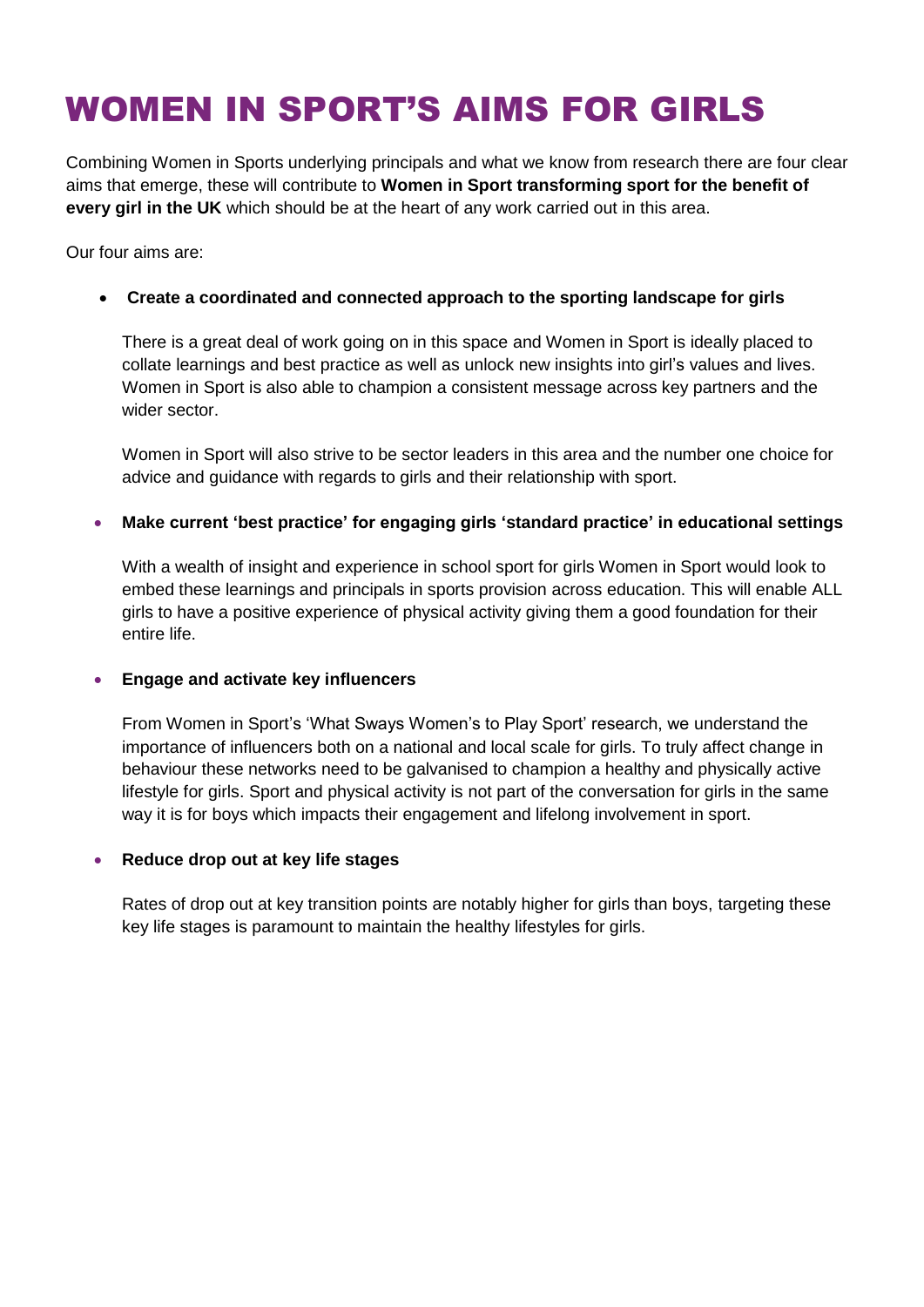# WOMEN IN SPORT'S AIMS FOR GIRLS

Combining Women in Sports underlying principals and what we know from research there are four clear aims that emerge, these will contribute to **Women in Sport transforming sport for the benefit of every girl in the UK** which should be at the heart of any work carried out in this area.

Our four aims are:

- **Create a coordinated and connected approach to the sporting landscape for girls**

  There is a great deal of work going on in this space and Women in Sport is ideally placed to collate learnings and best practice as well as unlock new insights into girl's values and lives. Women in Sport is also able to champion a consistent message across key partners and the wider sector.

  Women in Sport will also strive to be sector leaders in this area and the number one choice for advice and guidance with regards to girls and their relationship with sport.

- **Make current 'best practice' for engaging girls 'standard practice' in educational settings**

  With a wealth of insight and experience in school sport for girls Women in Sport would look to embed these learnings and principals in sports provision across education. This will enable ALL girls to have a positive experience of physical activity giving them a good foundation for their entire life.

- **Engage and activate key influencers**

  From Women in Sport's 'What Sways Women's to Play Sport' research, we understand the importance of influencers both on a national and local scale for girls. To truly affect change in behaviour these networks need to be galvanised to champion a healthy and physically active lifestyle for girls. Sport and physical activity is not part of the conversation for girls in the same way it is for boys which impacts their engagement and lifelong involvement in sport.

- **Reduce drop out at key life stages**

  Rates of drop out at key transition points are notably higher for girls than boys, targeting these key life stages is paramount to maintain the healthy lifestyles for girls.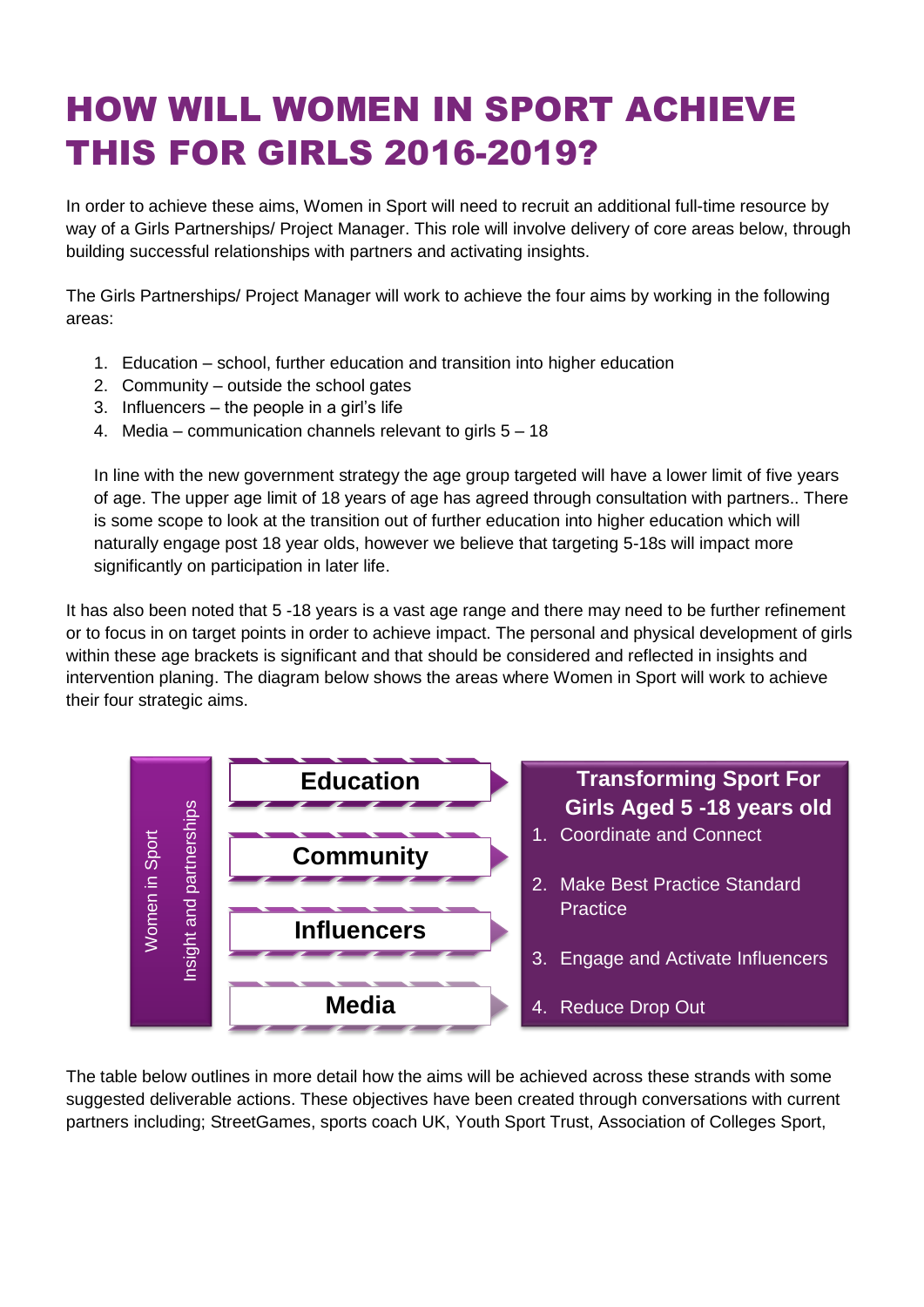# HOW WILL WOMEN IN SPORT ACHIEVE THIS FOR GIRLS 2016-2019?

In order to achieve these aims, Women in Sport will need to recruit an additional full-time resource by way of a Girls Partnerships/ Project Manager. This role will involve delivery of core areas below, through building successful relationships with partners and activating insights.

The Girls Partnerships/ Project Manager will work to achieve the four aims by working in the following areas:

1. Education – school, further education and transition into higher education
2. Community – outside the school gates
3. Influencers – the people in a girl's life
4. Media – communication channels relevant to girls 5 – 18

In line with the new government strategy the age group targeted will have a lower limit of five years of age. The upper age limit of 18 years of age has agreed through consultation with partners.. There is some scope to look at the transition out of further education into higher education which will naturally engage post 18 year olds, however we believe that targeting 5-18s will impact more significantly on participation in later life.

It has also been noted that 5 -18 years is a vast age range and there may need to be further refinement or to focus in on target points in order to achieve impact. The personal and physical development of girls within these age brackets is significant and that should be considered and reflected in insights and intervention planing. The diagram below shows the areas where Women in Sport will work to achieve their four strategic aims.

Women in Sport
Insight and partnerships

**Education**

**Community**

**Influencers**

**Media**

**Transforming Sport For Girls Aged 5 -18 years old**

1. Coordinate and Connect
2. Make Best Practice Standard Practice
3. Engage and Activate Influencers
4. Reduce Drop Out

The table below outlines in more detail how the aims will be achieved across these strands with some suggested deliverable actions. These objectives have been created through conversations with current partners including; StreetGames, sports coach UK, Youth Sport Trust, Association of Colleges Sport,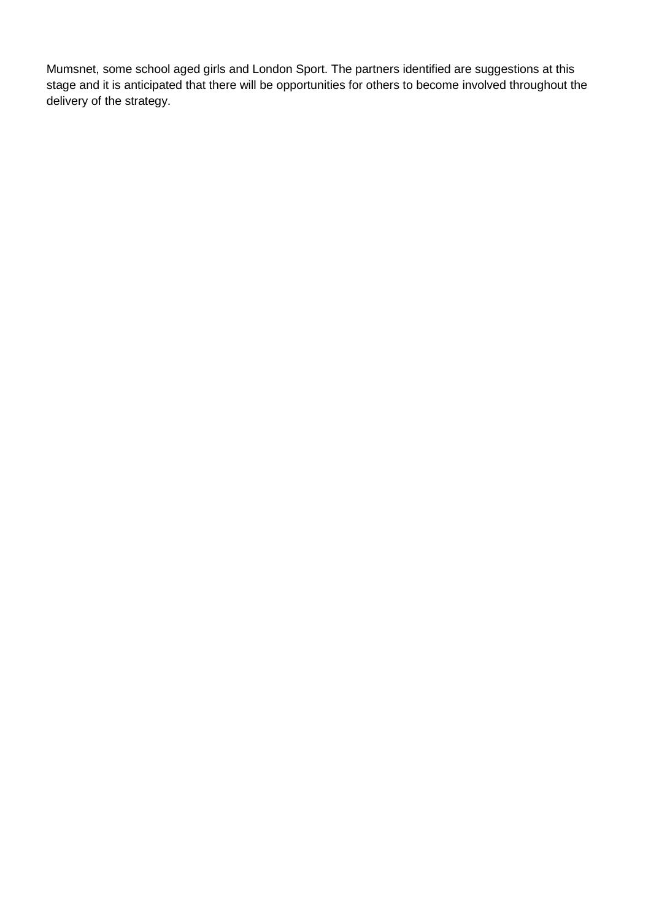Mumsnet, some school aged girls and London Sport. The partners identified are suggestions at this stage and it is anticipated that there will be opportunities for others to become involved throughout the delivery of the strategy.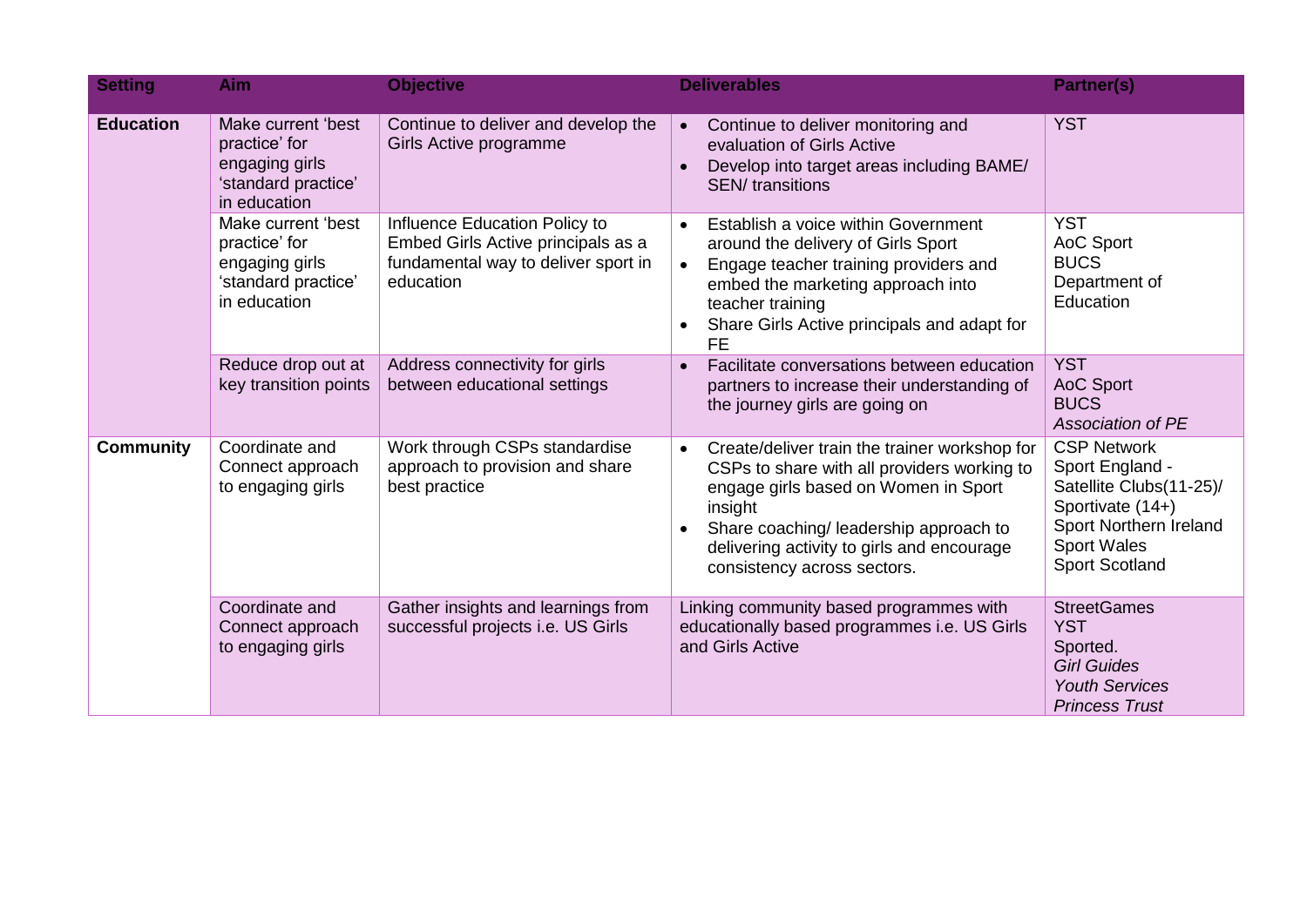| Setting | Aim | Objective | Deliverables | Partner(s) |
|---|---|---|---|---|
| **Education** | Make current 'best practice' for engaging girls 'standard practice' in education | Continue to deliver and develop the Girls Active programme | • Continue to deliver monitoring and evaluation of Girls Active<br>• Develop into target areas including BAME/ SEN/ transitions | YST |
| | Make current 'best practice' for engaging girls 'standard practice' in education | Influence Education Policy to Embed Girls Active principals as a fundamental way to deliver sport in education | • Establish a voice within Government around the delivery of Girls Sport<br>• Engage teacher training providers and embed the marketing approach into teacher training<br>• Share Girls Active principals and adapt for FE | YST<br>AoC Sport<br>BUCS<br>Department of Education |
| | Reduce drop out at key transition points | Address connectivity for girls between educational settings | • Facilitate conversations between education partners to increase their understanding of the journey girls are going on | YST<br>AoC Sport<br>BUCS<br>*Association of PE* |
| **Community** | Coordinate and Connect approach to engaging girls | Work through CSPs standardise approach to provision and share best practice | • Create/deliver train the trainer workshop for CSPs to share with all providers working to engage girls based on Women in Sport insight<br>• Share coaching/ leadership approach to delivering activity to girls and encourage consistency across sectors. | CSP Network<br>Sport England - Satellite Clubs(11-25)/ Sportivate (14+)<br>Sport Northern Ireland<br>Sport Wales<br>Sport Scotland |
| | Coordinate and Connect approach to engaging girls | Gather insights and learnings from successful projects i.e. US Girls | Linking community based programmes with educationally based programmes i.e. US Girls and Girls Active | StreetGames<br>YST<br>Sported.<br>*Girl Guides*<br>*Youth Services*<br>*Princess Trust* |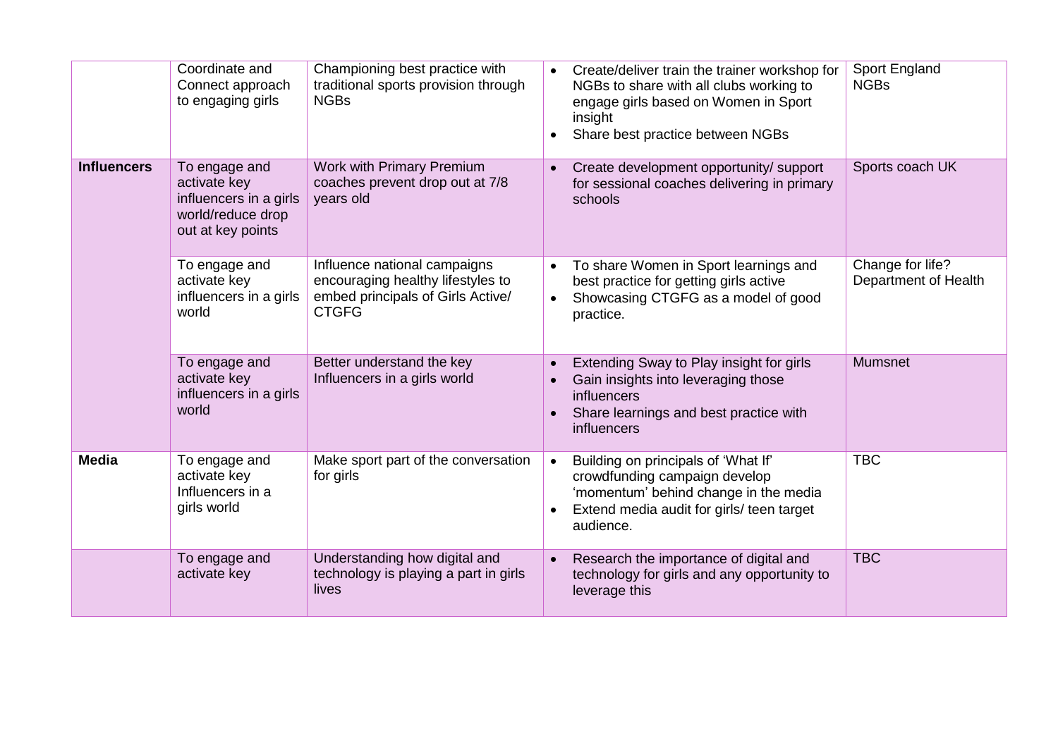| | | | | |
|---|---|---|---|---|
| | Coordinate and Connect approach to engaging girls | Championing best practice with traditional sports provision through NGBs | • Create/deliver train the trainer workshop for NGBs to share with all clubs working to engage girls based on Women in Sport insight<br>• Share best practice between NGBs | Sport England NGBs |
| **Influencers** | To engage and activate key influencers in a girls world/reduce drop out at key points | Work with Primary Premium coaches prevent drop out at 7/8 years old | • Create development opportunity/ support for sessional coaches delivering in primary schools | Sports coach UK |
| | To engage and activate key influencers in a girls world | Influence national campaigns encouraging healthy lifestyles to embed principals of Girls Active/ CTGFG | • To share Women in Sport learnings and best practice for getting girls active<br>• Showcasing CTGFG as a model of good practice. | Change for life? Department of Health |
| | To engage and activate key influencers in a girls world | Better understand the key Influencers in a girls world | • Extending Sway to Play insight for girls<br>• Gain insights into leveraging those influencers<br>• Share learnings and best practice with influencers | Mumsnet |
| **Media** | To engage and activate key Influencers in a girls world | Make sport part of the conversation for girls | • Building on principals of 'What If' crowdfunding campaign develop 'momentum' behind change in the media<br>• Extend media audit for girls/ teen target audience. | TBC |
| | To engage and activate key | Understanding how digital and technology is playing a part in girls lives | • Research the importance of digital and technology for girls and any opportunity to leverage this | TBC |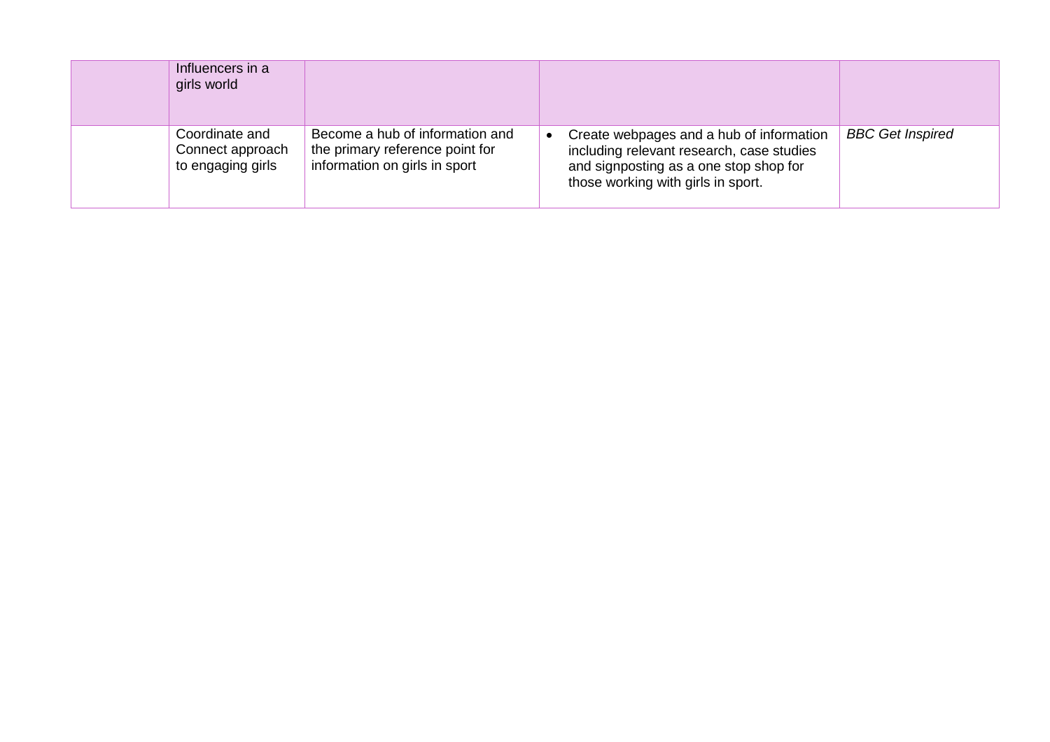| | Influencers in a girls world | | | |
|---|---|---|---|---|
| | Coordinate and Connect approach to engaging girls | Become a hub of information and the primary reference point for information on girls in sport | • Create webpages and a hub of information including relevant research, case studies and signposting as a one stop shop for those working with girls in sport. | *BBC Get Inspired* |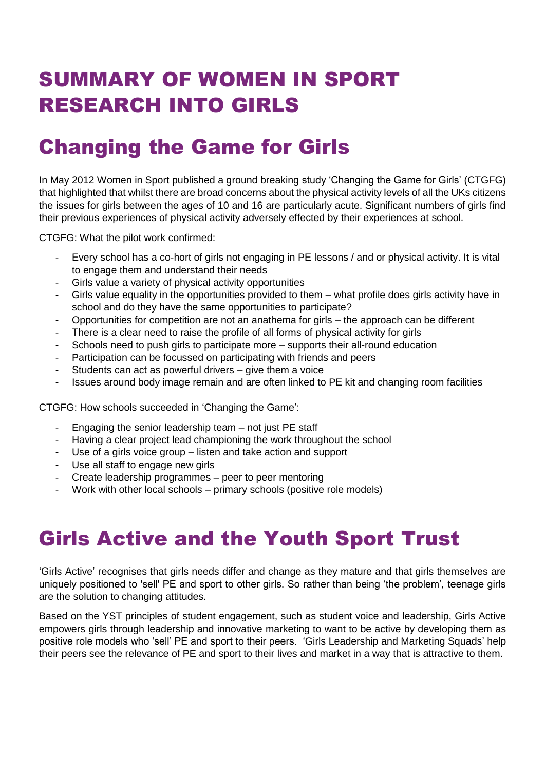# SUMMARY OF WOMEN IN SPORT RESEARCH INTO GIRLS

## Changing the Game for Girls

In May 2012 Women in Sport published a ground breaking study 'Changing the Game for Girls' (CTGFG) that highlighted that whilst there are broad concerns about the physical activity levels of all the UKs citizens the issues for girls between the ages of 10 and 16 are particularly acute. Significant numbers of girls find their previous experiences of physical activity adversely effected by their experiences at school.

CTGFG: What the pilot work confirmed:

- Every school has a co-hort of girls not engaging in PE lessons / and or physical activity. It is vital to engage them and understand their needs
- Girls value a variety of physical activity opportunities
- Girls value equality in the opportunities provided to them – what profile does girls activity have in school and do they have the same opportunities to participate?
- Opportunities for competition are not an anathema for girls – the approach can be different
- There is a clear need to raise the profile of all forms of physical activity for girls
- Schools need to push girls to participate more – supports their all-round education
- Participation can be focussed on participating with friends and peers
- Students can act as powerful drivers – give them a voice
- Issues around body image remain and are often linked to PE kit and changing room facilities

CTGFG: How schools succeeded in 'Changing the Game':

- Engaging the senior leadership team – not just PE staff
- Having a clear project lead championing the work throughout the school
- Use of a girls voice group – listen and take action and support
- Use all staff to engage new girls
- Create leadership programmes – peer to peer mentoring
- Work with other local schools – primary schools (positive role models)

## Girls Active and the Youth Sport Trust

'Girls Active' recognises that girls needs differ and change as they mature and that girls themselves are uniquely positioned to 'sell' PE and sport to other girls. So rather than being 'the problem', teenage girls are the solution to changing attitudes.

Based on the YST principles of student engagement, such as student voice and leadership, Girls Active empowers girls through leadership and innovative marketing to want to be active by developing them as positive role models who 'sell' PE and sport to their peers. 'Girls Leadership and Marketing Squads' help their peers see the relevance of PE and sport to their lives and market in a way that is attractive to them.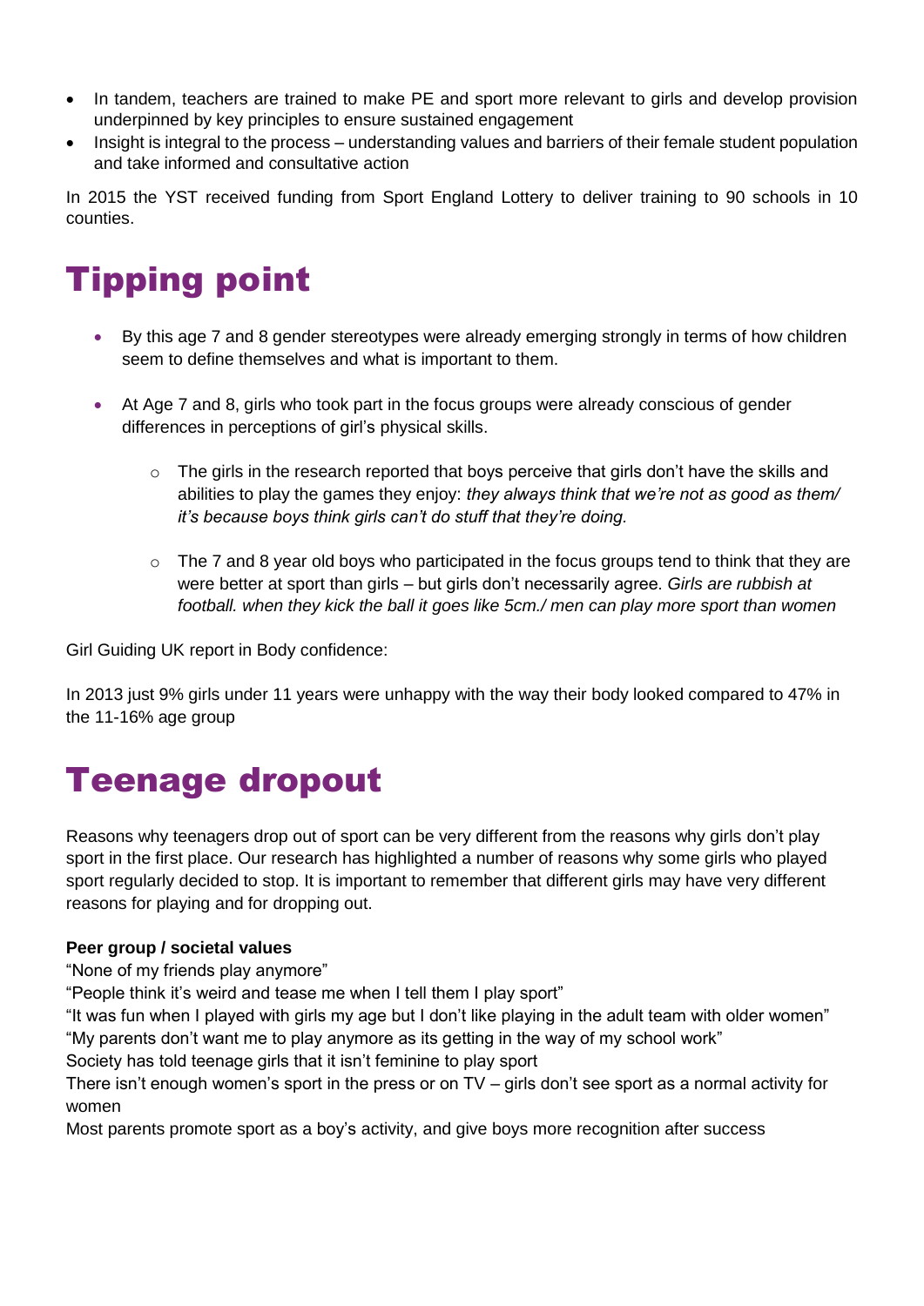- In tandem, teachers are trained to make PE and sport more relevant to girls and develop provision underpinned by key principles to ensure sustained engagement
- Insight is integral to the process – understanding values and barriers of their female student population and take informed and consultative action

In 2015 the YST received funding from Sport England Lottery to deliver training to 90 schools in 10 counties.

# Tipping point

- By this age 7 and 8 gender stereotypes were already emerging strongly in terms of how children seem to define themselves and what is important to them.
- At Age 7 and 8, girls who took part in the focus groups were already conscious of gender differences in perceptions of girl's physical skills.
  - The girls in the research reported that boys perceive that girls don't have the skills and abilities to play the games they enjoy: *they always think that we're not as good as them/ it's because boys think girls can't do stuff that they're doing.*
  - The 7 and 8 year old boys who participated in the focus groups tend to think that they are were better at sport than girls – but girls don't necessarily agree. *Girls are rubbish at football. when they kick the ball it goes like 5cm./ men can play more sport than women*

Girl Guiding UK report in Body confidence:

In 2013 just 9% girls under 11 years were unhappy with the way their body looked compared to 47% in the 11-16% age group

# Teenage dropout

Reasons why teenagers drop out of sport can be very different from the reasons why girls don't play sport in the first place. Our research has highlighted a number of reasons why some girls who played sport regularly decided to stop. It is important to remember that different girls may have very different reasons for playing and for dropping out.

**Peer group / societal values**

"None of my friends play anymore"

"People think it's weird and tease me when I tell them I play sport"

"It was fun when I played with girls my age but I don't like playing in the adult team with older women"

"My parents don't want me to play anymore as its getting in the way of my school work"

Society has told teenage girls that it isn't feminine to play sport

There isn't enough women's sport in the press or on TV – girls don't see sport as a normal activity for women

Most parents promote sport as a boy's activity, and give boys more recognition after success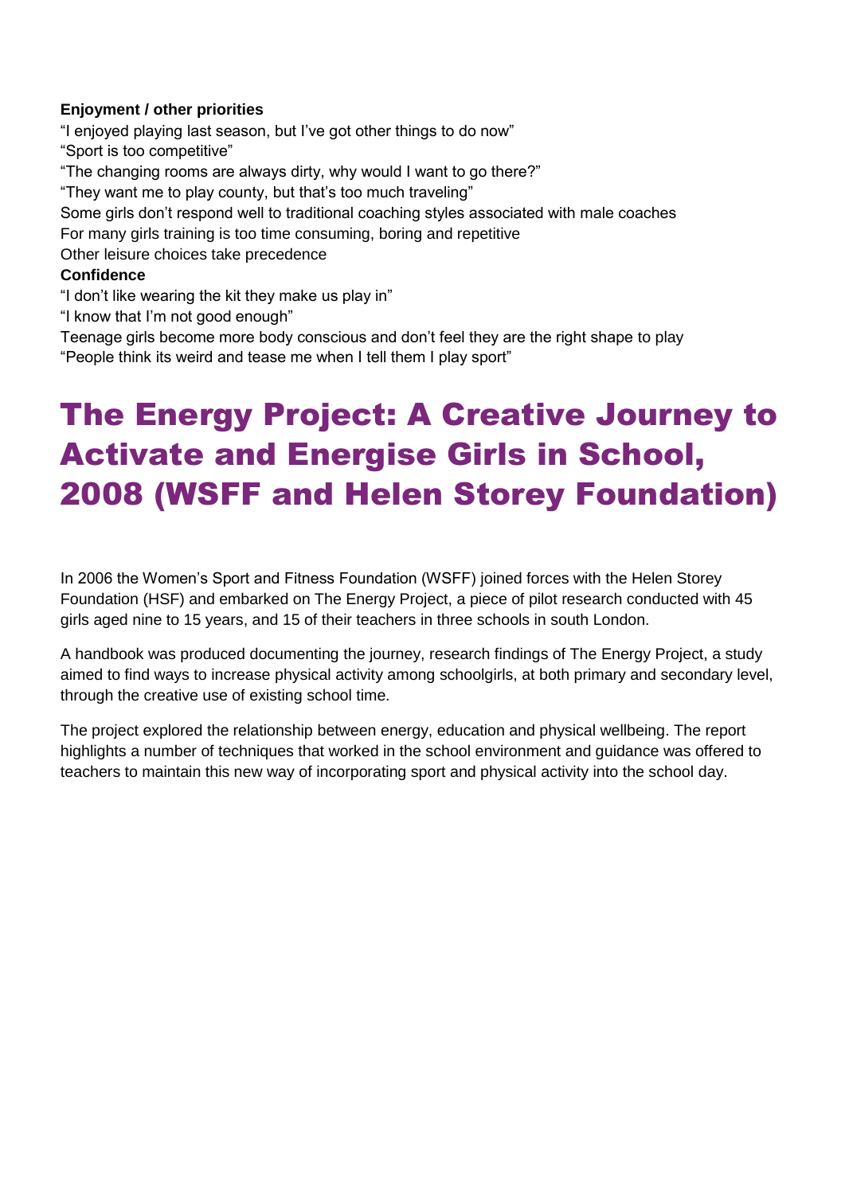**Enjoyment / other priorities**

"I enjoyed playing last season, but I've got other things to do now"
"Sport is too competitive"
"The changing rooms are always dirty, why would I want to go there?"
"They want me to play county, but that's too much traveling"
Some girls don't respond well to traditional coaching styles associated with male coaches
For many girls training is too time consuming, boring and repetitive
Other leisure choices take precedence

**Confidence**

"I don't like wearing the kit they make us play in"
"I know that I'm not good enough"
Teenage girls become more body conscious and don't feel they are the right shape to play
"People think its weird and tease me when I tell them I play sport"

# The Energy Project: A Creative Journey to Activate and Energise Girls in School, 2008 (WSFF and Helen Storey Foundation)

In 2006 the Women's Sport and Fitness Foundation (WSFF) joined forces with the Helen Storey Foundation (HSF) and embarked on The Energy Project, a piece of pilot research conducted with 45 girls aged nine to 15 years, and 15 of their teachers in three schools in south London.

A handbook was produced documenting the journey, research findings of The Energy Project, a study aimed to find ways to increase physical activity among schoolgirls, at both primary and secondary level, through the creative use of existing school time.

The project explored the relationship between energy, education and physical wellbeing. The report highlights a number of techniques that worked in the school environment and guidance was offered to teachers to maintain this new way of incorporating sport and physical activity into the school day.